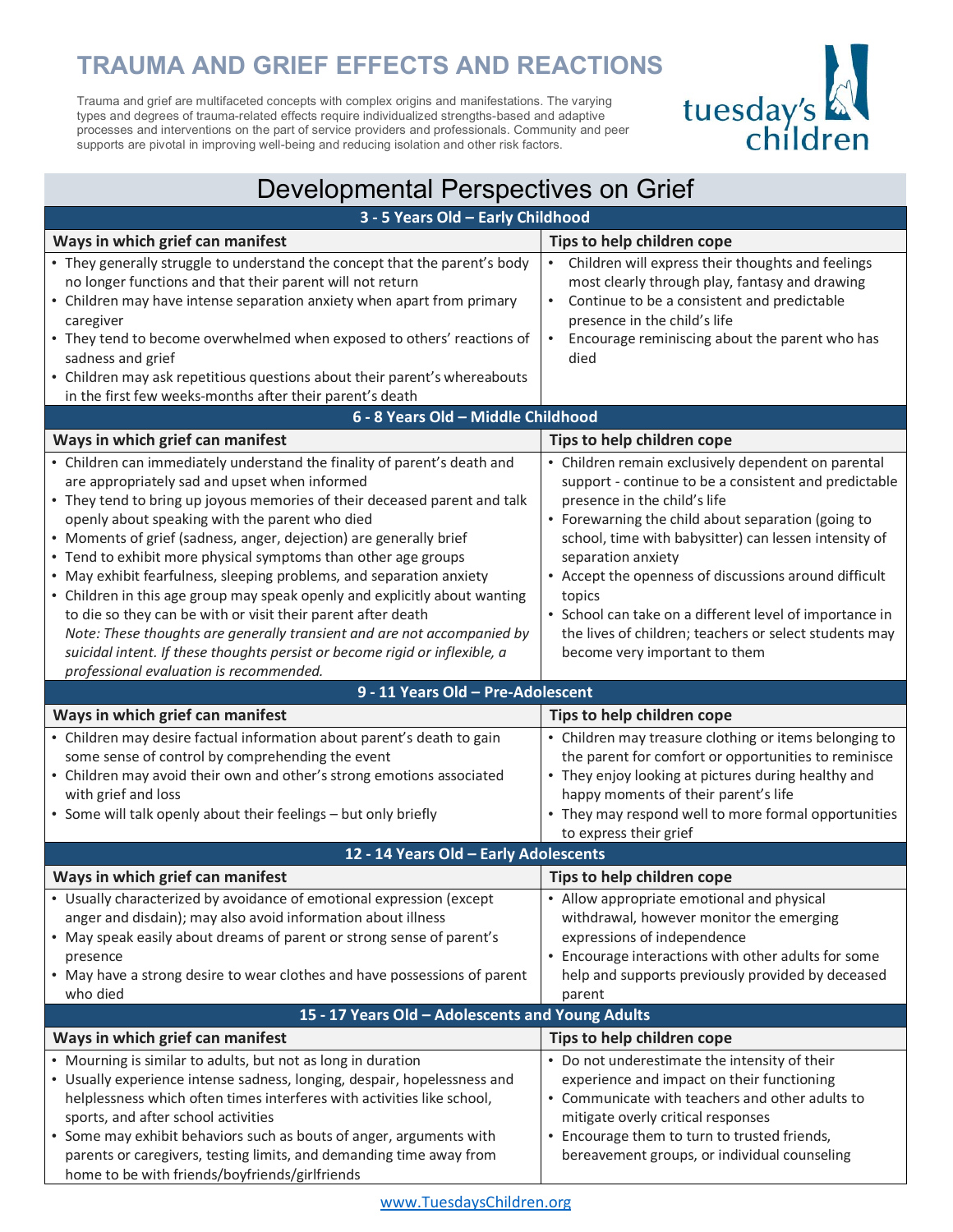# TRAUMA AND GRIEF EFFECTS AND REACTIONS

Trauma and grief are multifaceted concepts with complex origins and manifestations. The varying types and degrees of trauma-related effects require individualized strengths-based and adaptive processes and interventions on the part of service providers and professionals. Community and peer supports are pivotal in improving well-being and reducing isolation and other risk factors.

## Developmental Perspectives on Grief

### 3 - 5 Years Old – Early Childhood

| Ways in which grief can manifest | Tips to help children cope |
|---|---|
| • They generally struggle to understand the concept that the parent's body no longer functions and that their parent will not return<br>• Children may have intense separation anxiety when apart from primary caregiver<br>• They tend to become overwhelmed when exposed to others' reactions of sadness and grief<br>• Children may ask repetitious questions about their parent's whereabouts in the first few weeks-months after their parent's death | • Children will express their thoughts and feelings most clearly through play, fantasy and drawing<br>• Continue to be a consistent and predictable presence in the child's life<br>• Encourage reminiscing about the parent who has died |

### 6 - 8 Years Old – Middle Childhood

| Ways in which grief can manifest | Tips to help children cope |
|---|---|
| • Children can immediately understand the finality of parent's death and are appropriately sad and upset when informed<br>• They tend to bring up joyous memories of their deceased parent and talk openly about speaking with the parent who died<br>• Moments of grief (sadness, anger, dejection) are generally brief<br>• Tend to exhibit more physical symptoms than other age groups<br>• May exhibit fearfulness, sleeping problems, and separation anxiety<br>• Children in this age group may speak openly and explicitly about wanting to die so they can be with or visit their parent after death<br>*Note: These thoughts are generally transient and are not accompanied by suicidal intent. If these thoughts persist or become rigid or inflexible, a professional evaluation is recommended.* | • Children remain exclusively dependent on parental support - continue to be a consistent and predictable presence in the child's life<br>• Forewarning the child about separation (going to school, time with babysitter) can lessen intensity of separation anxiety<br>• Accept the openness of discussions around difficult topics<br>• School can take on a different level of importance in the lives of children; teachers or select students may become very important to them |

### 9 - 11 Years Old – Pre-Adolescent

| Ways in which grief can manifest | Tips to help children cope |
|---|---|
| • Children may desire factual information about parent's death to gain some sense of control by comprehending the event<br>• Children may avoid their own and other's strong emotions associated with grief and loss<br>• Some will talk openly about their feelings – but only briefly | • Children may treasure clothing or items belonging to the parent for comfort or opportunities to reminisce<br>• They enjoy looking at pictures during healthy and happy moments of their parent's life<br>• They may respond well to more formal opportunities to express their grief |

### 12 - 14 Years Old – Early Adolescents

| Ways in which grief can manifest | Tips to help children cope |
|---|---|
| • Usually characterized by avoidance of emotional expression (except anger and disdain); may also avoid information about illness<br>• May speak easily about dreams of parent or strong sense of parent's presence<br>• May have a strong desire to wear clothes and have possessions of parent who died | • Allow appropriate emotional and physical withdrawal, however monitor the emerging expressions of independence<br>• Encourage interactions with other adults for some help and supports previously provided by deceased parent |

### 15 - 17 Years Old – Adolescents and Young Adults

| Ways in which grief can manifest | Tips to help children cope |
|---|---|
| • Mourning is similar to adults, but not as long in duration<br>• Usually experience intense sadness, longing, despair, hopelessness and helplessness which often times interferes with activities like school, sports, and after school activities<br>• Some may exhibit behaviors such as bouts of anger, arguments with parents or caregivers, testing limits, and demanding time away from home to be with friends/boyfriends/girlfriends | • Do not underestimate the intensity of their experience and impact on their functioning<br>• Communicate with teachers and other adults to mitigate overly critical responses<br>• Encourage them to turn to trusted friends, bereavement groups, or individual counseling |

www.TuesdaysChildren.org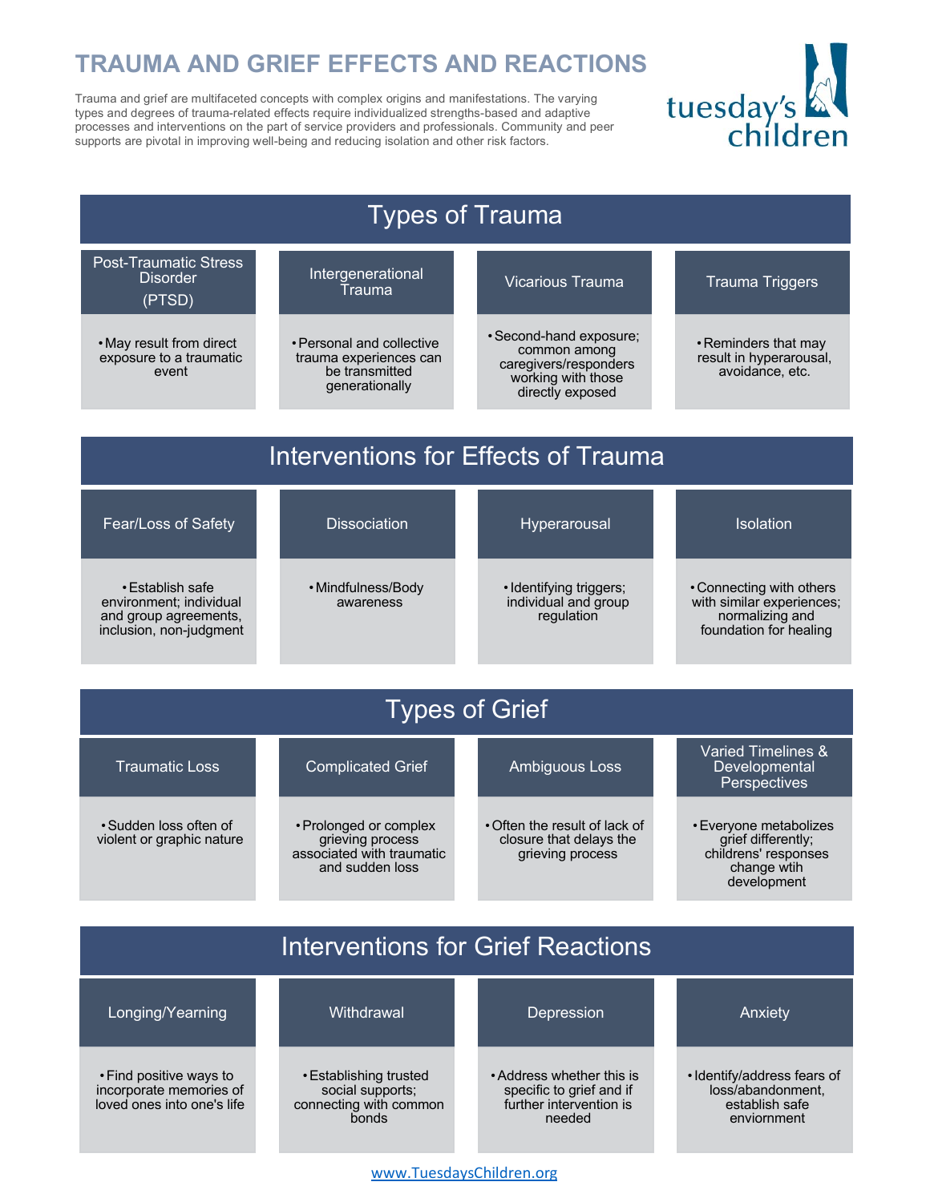# TRAUMA AND GRIEF EFFECTS AND REACTIONS

Trauma and grief are multifaceted concepts with complex origins and manifestations. The varying types and degrees of trauma-related effects require individualized strengths-based and adaptive processes and interventions on the part of service providers and professionals. Community and peer supports are pivotal in improving well-being and reducing isolation and other risk factors.

## Types of Trauma

| Post-Traumatic Stress Disorder (PTSD) | Intergenerational Trauma | Vicarious Trauma | Trauma Triggers |
|---|---|---|---|
| • May result from direct exposure to a traumatic event | • Personal and collective trauma experiences can be transmitted generationally | • Second-hand exposure; common among caregivers/responders working with those directly exposed | • Reminders that may result in hyperarousal, avoidance, etc. |

## Interventions for Effects of Trauma

| Fear/Loss of Safety | Dissociation | Hyperarousal | Isolation |
|---|---|---|---|
| • Establish safe environment; individual and group agreements, inclusion, non-judgment | • Mindfulness/Body awareness | • Identifying triggers; individual and group regulation | • Connecting with others with similar experiences; normalizing and foundation for healing |

## Types of Grief

| Traumatic Loss | Complicated Grief | Ambiguous Loss | Varied Timelines & Developmental Perspectives |
|---|---|---|---|
| • Sudden loss often of violent or graphic nature | • Prolonged or complex grieving process associated with traumatic and sudden loss | • Often the result of lack of closure that delays the grieving process | • Everyone metabolizes grief differently; childrens' responses change wtih development |

## Interventions for Grief Reactions

| Longing/Yearning | Withdrawal | Depression | Anxiety |
|---|---|---|---|
| • Find positive ways to incorporate memories of loved ones into one's life | • Establishing trusted social supports; connecting with common bonds | • Address whether this is specific to grief and if further intervention is needed | • Identify/address fears of loss/abandonment, establish safe enviornment |

www.TuesdaysChildren.org